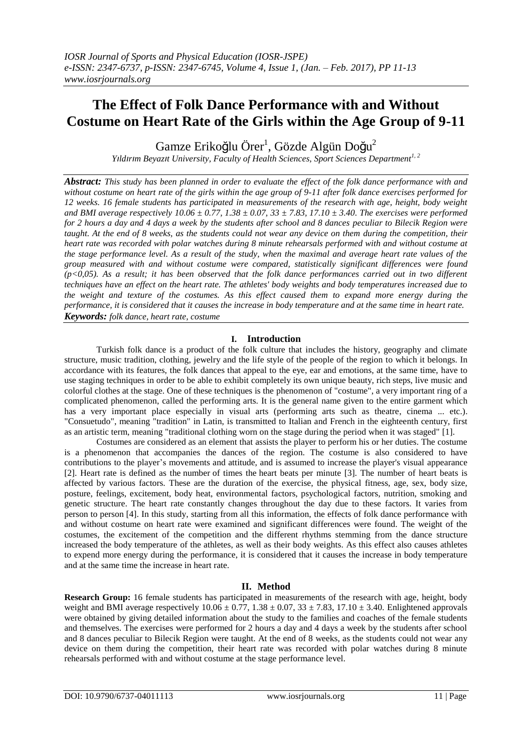# The Effect of Folk Dance Performance with and Without Costume on Heart Rate of the Girls within the Age Group of 9-11

Gamze Erikoğlu Örer[1], Gözde Algün Doğu[2]

*Yıldırım Beyazıt University, Faculty of Health Sciences, Sport Sciences Department[1, 2]*

***Abstract:*** *This study has been planned in order to evaluate the effect of the folk dance performance with and without costume on heart rate of the girls within the age group of 9-11 after folk dance exercises performed for 12 weeks. 16 female students has participated in measurements of the research with age, height, body weight and BMI average respectively 10.06 ± 0.77, 1.38 ± 0.07, 33 ± 7.83, 17.10 ± 3.40. The exercises were performed for 2 hours a day and 4 days a week by the students after school and 8 dances peculiar to Bilecik Region were taught. At the end of 8 weeks, as the students could not wear any device on them during the competition, their heart rate was recorded with polar watches during 8 minute rehearsals performed with and without costume at the stage performance level. As a result of the study, when the maximal and average heart rate values of the group measured with and without costume were compared, statistically significant differences were found (p<0,05). As a result; it has been observed that the folk dance performances carried out in two different techniques have an effect on the heart rate. The athletes' body weights and body temperatures increased due to the weight and texture of the costumes. As this effect caused them to expand more energy during the performance, it is considered that it causes the increase in body temperature and at the same time in heart rate.*

***Keywords:*** *folk dance, heart rate, costume*

## I. Introduction

Turkish folk dance is a product of the folk culture that includes the history, geography and climate structure, music tradition, clothing, jewelry and the life style of the people of the region to which it belongs. In accordance with its features, the folk dances that appeal to the eye, ear and emotions, at the same time, have to use staging techniques in order to be able to exhibit completely its own unique beauty, rich steps, live music and colorful clothes at the stage. One of these techniques is the phenomenon of "costume", a very important ring of a complicated phenomenon, called the performing arts. It is the general name given to the entire garment which has a very important place especially in visual arts (performing arts such as theatre, cinema ... etc.). "Consuetudo", meaning "tradition" in Latin, is transmitted to Italian and French in the eighteenth century, first as an artistic term, meaning "traditional clothing worn on the stage during the period when it was staged" [1].

Costumes are considered as an element that assists the player to perform his or her duties. The costume is a phenomenon that accompanies the dances of the region. The costume is also considered to have contributions to the player's movements and attitude, and is assumed to increase the player's visual appearance [2]. Heart rate is defined as the number of times the heart beats per minute [3]. The number of heart beats is affected by various factors. These are the duration of the exercise, the physical fitness, age, sex, body size, posture, feelings, excitement, body heat, environmental factors, psychological factors, nutrition, smoking and genetic structure. The heart rate constantly changes throughout the day due to these factors. It varies from person to person [4]. In this study, starting from all this information, the effects of folk dance performance with and without costume on heart rate were examined and significant differences were found. The weight of the costumes, the excitement of the competition and the different rhythms stemming from the dance structure increased the body temperature of the athletes, as well as their body weights. As this effect also causes athletes to expend more energy during the performance, it is considered that it causes the increase in body temperature and at the same time the increase in heart rate.

## II. Method

**Research Group:** 16 female students has participated in measurements of the research with age, height, body weight and BMI average respectively 10.06 ± 0.77, 1.38 ± 0.07, 33 ± 7.83, 17.10 ± 3.40. Enlightened approvals were obtained by giving detailed information about the study to the families and coaches of the female students and themselves. The exercises were performed for 2 hours a day and 4 days a week by the students after school and 8 dances peculiar to Bilecik Region were taught. At the end of 8 weeks, as the students could not wear any device on them during the competition, their heart rate was recorded with polar watches during 8 minute rehearsals performed with and without costume at the stage performance level.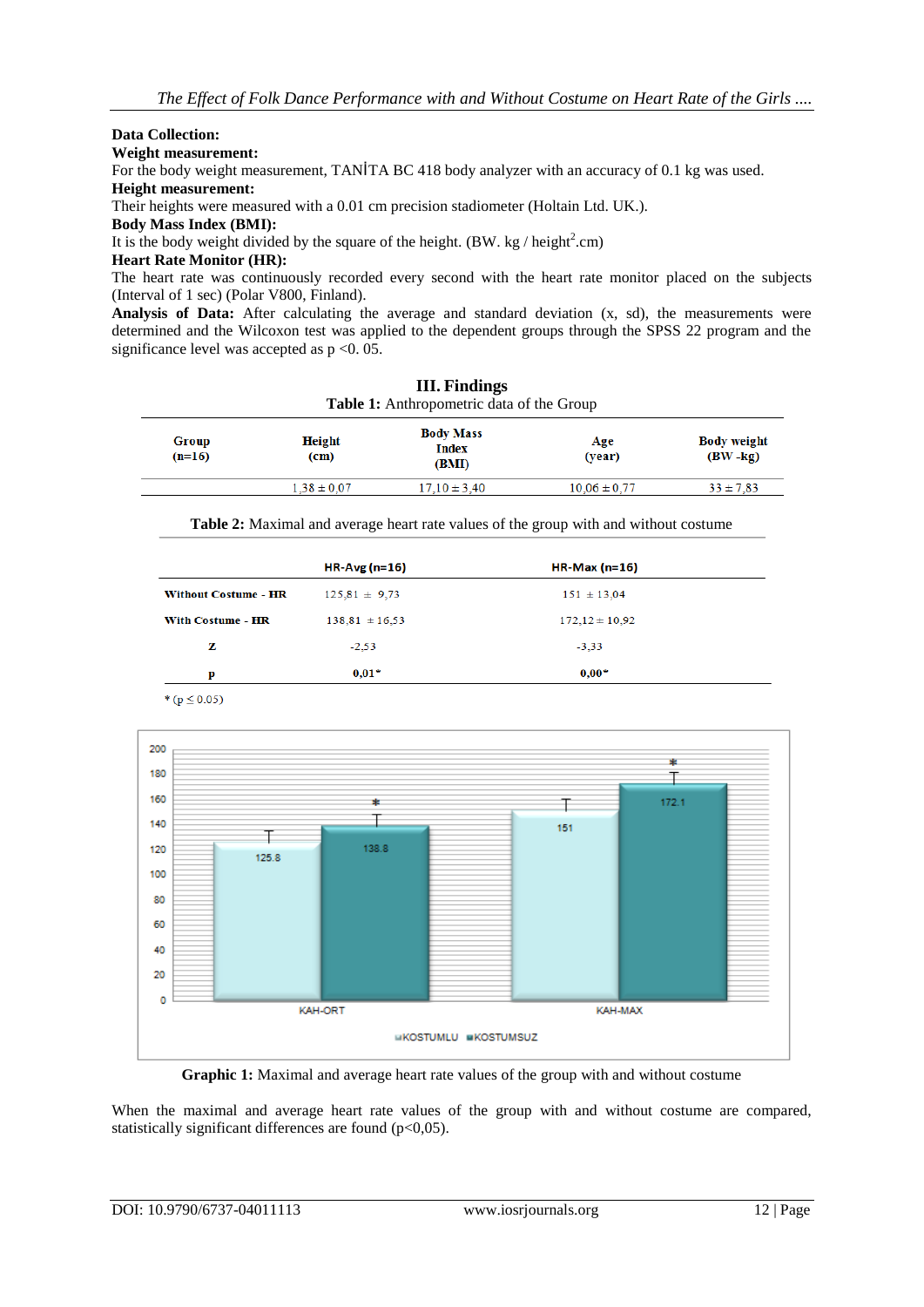**Data Collection:**

**Weight measurement:**

For the body weight measurement, TANİTA BC 418 body analyzer with an accuracy of 0.1 kg was used.

**Height measurement:**

Their heights were measured with a 0.01 cm precision stadiometer (Holtain Ltd. UK.).

**Body Mass Index (BMI):**

It is the body weight divided by the square of the height. (BW. kg / height$^2$.cm)

**Heart Rate Monitor (HR):**

The heart rate was continuously recorded every second with the heart rate monitor placed on the subjects (Interval of 1 sec) (Polar V800, Finland).

**Analysis of Data:** After calculating the average and standard deviation (x, sd), the measurements were determined and the Wilcoxon test was applied to the dependent groups through the SPSS 22 program and the significance level was accepted as p <0. 05.

## III. Findings

**Table 1:** Anthropometric data of the Group

| Group (n=16) | Height (cm) | Body Mass Index (BMI) | Age (year) | Body weight (BW -kg) |
|---|---|---|---|---|
| | 1,38 ± 0,07 | 17,10 ± 3,40 | 10,06 ± 0,77 | 33 ± 7,83 |

**Table 2:** Maximal and average heart rate values of the group with and without costume

| | HR-Avg (n=16) | HR-Max (n=16) |
|---|---|---|
| Without Costume - HR | 125,81 ± 9,73 | 151 ± 13,04 |
| With Costume - HR | 138,81 ± 16,53 | 172,12 ± 10,92 |
| Z | -2,53 | -3,33 |
| p | 0,01* | 0,00* |

* (p ≤ 0.05)

**Graphic 1:** Maximal and average heart rate values of the group with and without costume

When the maximal and average heart rate values of the group with and without costume are compared, statistically significant differences are found (p<0,05).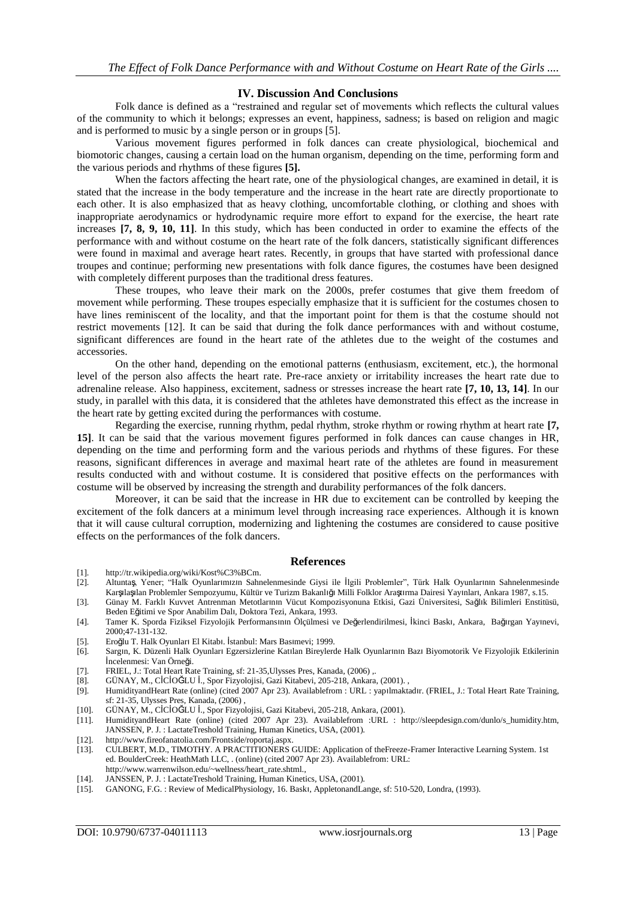## IV. Discussion And Conclusions

Folk dance is defined as a "restrained and regular set of movements which reflects the cultural values of the community to which it belongs; expresses an event, happiness, sadness; is based on religion and magic and is performed to music by a single person or in groups [5].

Various movement figures performed in folk dances can create physiological, biochemical and biomotoric changes, causing a certain load on the human organism, depending on the time, performing form and the various periods and rhythms of these figures **[5].**

When the factors affecting the heart rate, one of the physiological changes, are examined in detail, it is stated that the increase in the body temperature and the increase in the heart rate are directly proportionate to each other. It is also emphasized that as heavy clothing, uncomfortable clothing, or clothing and shoes with inappropriate aerodynamics or hydrodynamic require more effort to expand for the exercise, the heart rate increases **[7, 8, 9, 10, 11]**. In this study, which has been conducted in order to examine the effects of the performance with and without costume on the heart rate of the folk dancers, statistically significant differences were found in maximal and average heart rates. Recently, in groups that have started with professional dance troupes and continue; performing new presentations with folk dance figures, the costumes have been designed with completely different purposes than the traditional dress features.

These troupes, who leave their mark on the 2000s, prefer costumes that give them freedom of movement while performing. These troupes especially emphasize that it is sufficient for the costumes chosen to have lines reminiscent of the locality, and that the important point for them is that the costume should not restrict movements [12]. It can be said that during the folk dance performances with and without costume, significant differences are found in the heart rate of the athletes due to the weight of the costumes and accessories.

On the other hand, depending on the emotional patterns (enthusiasm, excitement, etc.), the hormonal level of the person also affects the heart rate. Pre-race anxiety or irritability increases the heart rate due to adrenaline release. Also happiness, excitement, sadness or stresses increase the heart rate **[7, 10, 13, 14]**. In our study, in parallel with this data, it is considered that the athletes have demonstrated this effect as the increase in the heart rate by getting excited during the performances with costume.

Regarding the exercise, running rhythm, pedal rhythm, stroke rhythm or rowing rhythm at heart rate **[7, 15]**. It can be said that the various movement figures performed in folk dances can cause changes in HR, depending on the time and performing form and the various periods and rhythms of these figures. For these reasons, significant differences in average and maximal heart rate of the athletes are found in measurement results conducted with and without costume. It is considered that positive effects on the performances with costume will be observed by increasing the strength and durability performances of the folk dancers.

Moreover, it can be said that the increase in HR due to excitement can be controlled by keeping the excitement of the folk dancers at a minimum level through increasing race experiences. Although it is known that it will cause cultural corruption, modernizing and lightening the costumes are considered to cause positive effects on the performances of the folk dancers.

## References

[1]. http://tr.wikipedia.org/wiki/Kost%C3%BCm.
[2]. Altuntaş, Yener; "Halk Oyunlarımızın Sahnelenmesinde Giysi ile İlgili Problemler", Türk Halk Oyunlarının Sahnelenmesinde Karşılaşılan Problemler Sempozyumu, Kültür ve Turizm Bakanlığı Milli Folklor Araştırma Dairesi Yayınları, Ankara 1987, s.15.
[3]. Günay M. Farklı Kuvvet Antrenman Metotlarının Vücut Kompozisyonuna Etkisi, Gazi Üniversitesi, Sağlık Bilimleri Enstitüsü, Beden Eğitimi ve Spor Anabilim Dalı, Doktora Tezi, Ankara, 1993.
[4]. Tamer K. Sporda Fiziksel Fizyolojik Performansının Ölçülmesi ve Değerlendirilmesi, İkinci Baskı, Ankara, Bağırgan Yayınevi, 2000;47-131-132.
[5]. Eroğlu T. Halk Oyunları El Kitabı. İstanbul: Mars Basımevi; 1999.
[6]. Sargın, K. Düzenli Halk Oyunları Egzersizlerine Katılan Bireylerde Halk Oyunlarının Bazı Biyomotorik Ve Fizyolojik Etkilerinin İncelenmesi: Van Örneği.
[7]. FRIEL, J.: Total Heart Rate Training, sf: 21-35,Ulysses Pres, Kanada, (2006) ,.
[8]. GÜNAY, M., CİCİOĞLU İ., Spor Fizyolojisi, Gazi Kitabevi, 205-218, Ankara, (2001). ,
[9]. HumidityandHeart Rate (online) (cited 2007 Apr 23). Availablefrom : URL : yapılmaktadır. (FRIEL, J.: Total Heart Rate Training, sf: 21-35, Ulysses Pres, Kanada, (2006) ,
[10]. GÜNAY, M., CİCİOĞLU İ., Spor Fizyolojisi, Gazi Kitabevi, 205-218, Ankara, (2001).
[11]. HumidityandHeart Rate (online) (cited 2007 Apr 23). Availablefrom :URL : http://sleepdesign.com/dunlo/s_humidity.htm, JANSSEN, P. J. : LactateTreshold Training, Human Kinetics, USA, (2001).
[12]. http://www.fireofanatolia.com/Frontside/roportaj.aspx.
[13]. CULBERT, M.D., TIMOTHY. A PRACTITIONERS GUIDE: Application of theFreeze-Framer Interactive Learning System. 1st ed. BoulderCreek: HeathMath LLC, . (online) (cited 2007 Apr 23). Availablefrom: URL: http://www.warrenwilson.edu/~wellness/heart_rate.shtml.,
[14]. JANSSEN, P. J. : LactateTreshold Training, Human Kinetics, USA, (2001).
[15]. GANONG, F.G. : Review of MedicalPhysiology, 16. Baskı, AppletonandLange, sf: 510-520, Londra, (1993).